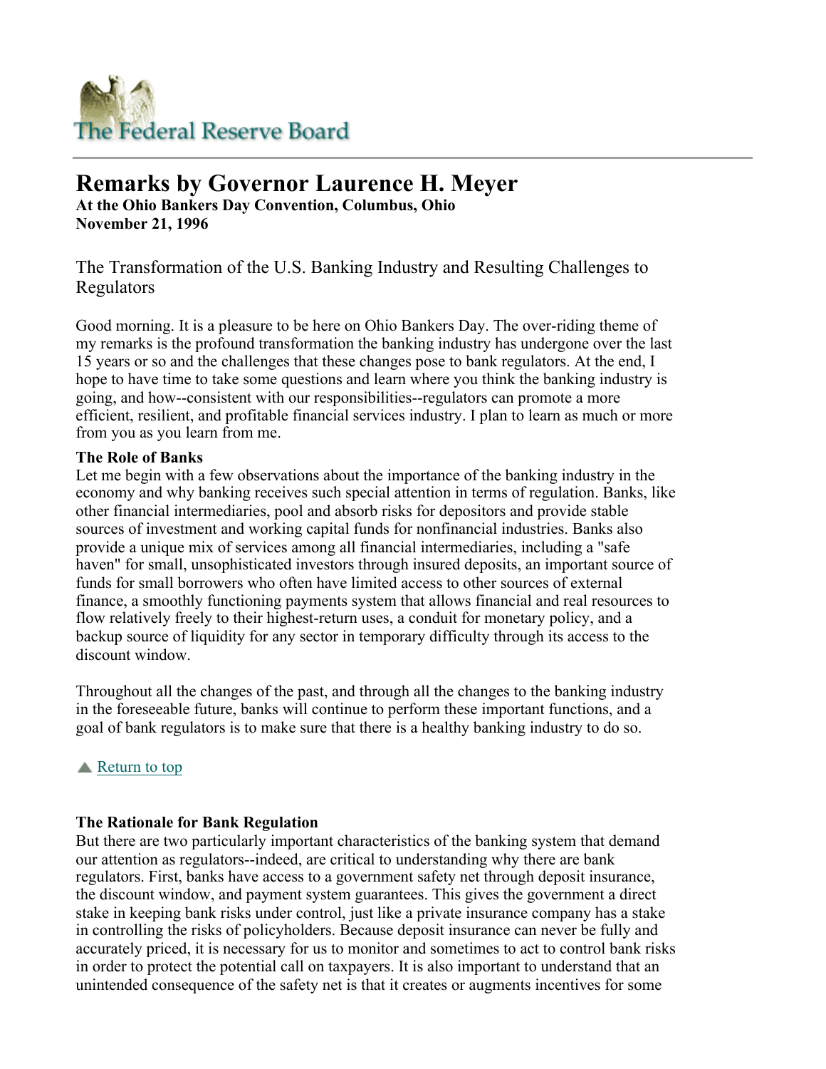The Federal Reserve Board

# Remarks by Governor Laurence H. Meyer

**At the Ohio Bankers Day Convention, Columbus, Ohio**
**November 21, 1996**

## The Transformation of the U.S. Banking Industry and Resulting Challenges to Regulators

Good morning. It is a pleasure to be here on Ohio Bankers Day. The over-riding theme of my remarks is the profound transformation the banking industry has undergone over the last 15 years or so and the challenges that these changes pose to bank regulators. At the end, I hope to have time to take some questions and learn where you think the banking industry is going, and how--consistent with our responsibilities--regulators can promote a more efficient, resilient, and profitable financial services industry. I plan to learn as much or more from you as you learn from me.

**The Role of Banks**

Let me begin with a few observations about the importance of the banking industry in the economy and why banking receives such special attention in terms of regulation. Banks, like other financial intermediaries, pool and absorb risks for depositors and provide stable sources of investment and working capital funds for nonfinancial industries. Banks also provide a unique mix of services among all financial intermediaries, including a "safe haven" for small, unsophisticated investors through insured deposits, an important source of funds for small borrowers who often have limited access to other sources of external finance, a smoothly functioning payments system that allows financial and real resources to flow relatively freely to their highest-return uses, a conduit for monetary policy, and a backup source of liquidity for any sector in temporary difficulty through its access to the discount window.

Throughout all the changes of the past, and through all the changes to the banking industry in the foreseeable future, banks will continue to perform these important functions, and a goal of bank regulators is to make sure that there is a healthy banking industry to do so.

Return to top

**The Rationale for Bank Regulation**

But there are two particularly important characteristics of the banking system that demand our attention as regulators--indeed, are critical to understanding why there are bank regulators. First, banks have access to a government safety net through deposit insurance, the discount window, and payment system guarantees. This gives the government a direct stake in keeping bank risks under control, just like a private insurance company has a stake in controlling the risks of policyholders. Because deposit insurance can never be fully and accurately priced, it is necessary for us to monitor and sometimes to act to control bank risks in order to protect the potential call on taxpayers. It is also important to understand that an unintended consequence of the safety net is that it creates or augments incentives for some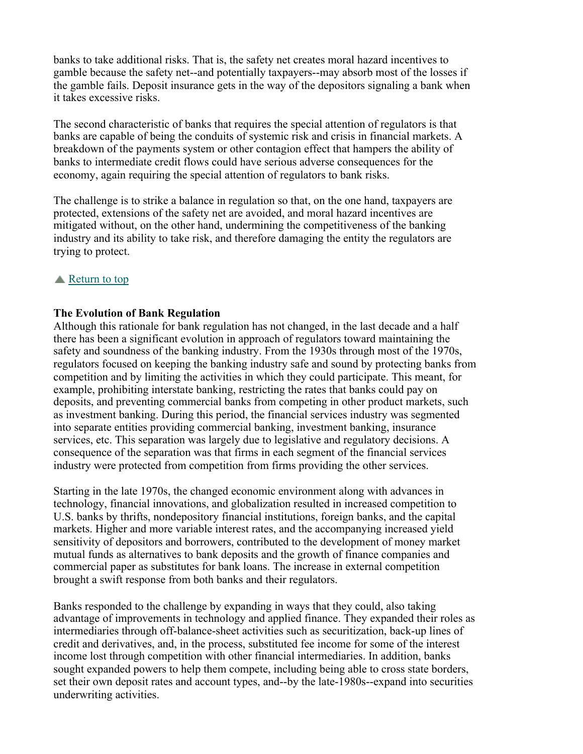banks to take additional risks. That is, the safety net creates moral hazard incentives to gamble because the safety net--and potentially taxpayers--may absorb most of the losses if the gamble fails. Deposit insurance gets in the way of the depositors signaling a bank when it takes excessive risks.

The second characteristic of banks that requires the special attention of regulators is that banks are capable of being the conduits of systemic risk and crisis in financial markets. A breakdown of the payments system or other contagion effect that hampers the ability of banks to intermediate credit flows could have serious adverse consequences for the economy, again requiring the special attention of regulators to bank risks.

The challenge is to strike a balance in regulation so that, on the one hand, taxpayers are protected, extensions of the safety net are avoided, and moral hazard incentives are mitigated without, on the other hand, undermining the competitiveness of the banking industry and its ability to take risk, and therefore damaging the entity the regulators are trying to protect.

▲ Return to top

**The Evolution of Bank Regulation**

Although this rationale for bank regulation has not changed, in the last decade and a half there has been a significant evolution in approach of regulators toward maintaining the safety and soundness of the banking industry. From the 1930s through most of the 1970s, regulators focused on keeping the banking industry safe and sound by protecting banks from competition and by limiting the activities in which they could participate. This meant, for example, prohibiting interstate banking, restricting the rates that banks could pay on deposits, and preventing commercial banks from competing in other product markets, such as investment banking. During this period, the financial services industry was segmented into separate entities providing commercial banking, investment banking, insurance services, etc. This separation was largely due to legislative and regulatory decisions. A consequence of the separation was that firms in each segment of the financial services industry were protected from competition from firms providing the other services.

Starting in the late 1970s, the changed economic environment along with advances in technology, financial innovations, and globalization resulted in increased competition to U.S. banks by thrifts, nondepository financial institutions, foreign banks, and the capital markets. Higher and more variable interest rates, and the accompanying increased yield sensitivity of depositors and borrowers, contributed to the development of money market mutual funds as alternatives to bank deposits and the growth of finance companies and commercial paper as substitutes for bank loans. The increase in external competition brought a swift response from both banks and their regulators.

Banks responded to the challenge by expanding in ways that they could, also taking advantage of improvements in technology and applied finance. They expanded their roles as intermediaries through off-balance-sheet activities such as securitization, back-up lines of credit and derivatives, and, in the process, substituted fee income for some of the interest income lost through competition with other financial intermediaries. In addition, banks sought expanded powers to help them compete, including being able to cross state borders, set their own deposit rates and account types, and--by the late-1980s--expand into securities underwriting activities.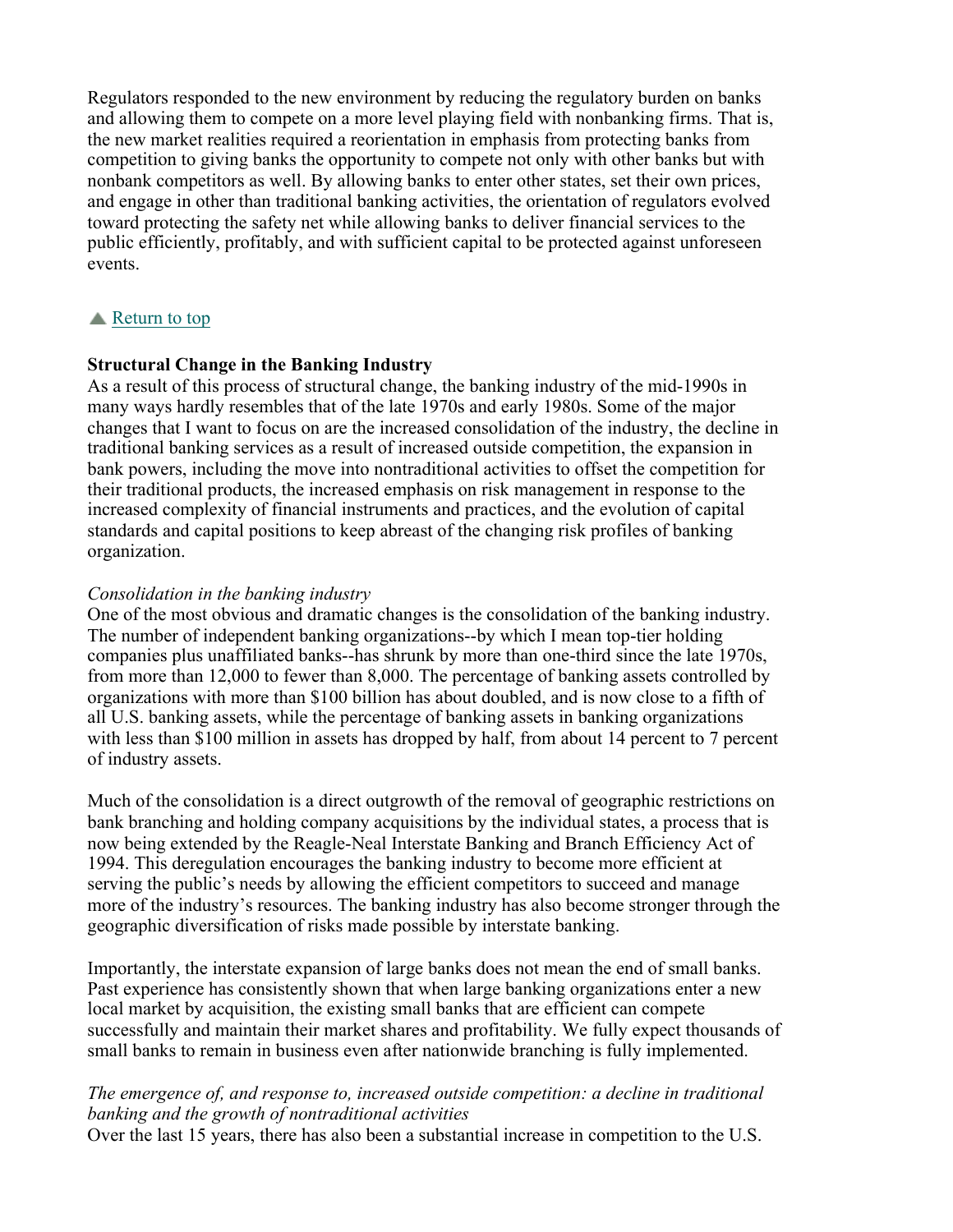Regulators responded to the new environment by reducing the regulatory burden on banks and allowing them to compete on a more level playing field with nonbanking firms. That is, the new market realities required a reorientation in emphasis from protecting banks from competition to giving banks the opportunity to compete not only with other banks but with nonbank competitors as well. By allowing banks to enter other states, set their own prices, and engage in other than traditional banking activities, the orientation of regulators evolved toward protecting the safety net while allowing banks to deliver financial services to the public efficiently, profitably, and with sufficient capital to be protected against unforeseen events.

▲ Return to top

**Structural Change in the Banking Industry**

As a result of this process of structural change, the banking industry of the mid-1990s in many ways hardly resembles that of the late 1970s and early 1980s. Some of the major changes that I want to focus on are the increased consolidation of the industry, the decline in traditional banking services as a result of increased outside competition, the expansion in bank powers, including the move into nontraditional activities to offset the competition for their traditional products, the increased emphasis on risk management in response to the increased complexity of financial instruments and practices, and the evolution of capital standards and capital positions to keep abreast of the changing risk profiles of banking organization.

*Consolidation in the banking industry*

One of the most obvious and dramatic changes is the consolidation of the banking industry. The number of independent banking organizations--by which I mean top-tier holding companies plus unaffiliated banks--has shrunk by more than one-third since the late 1970s, from more than 12,000 to fewer than 8,000. The percentage of banking assets controlled by organizations with more than $100 billion has about doubled, and is now close to a fifth of all U.S. banking assets, while the percentage of banking assets in banking organizations with less than $100 million in assets has dropped by half, from about 14 percent to 7 percent of industry assets.

Much of the consolidation is a direct outgrowth of the removal of geographic restrictions on bank branching and holding company acquisitions by the individual states, a process that is now being extended by the Reagle-Neal Interstate Banking and Branch Efficiency Act of 1994. This deregulation encourages the banking industry to become more efficient at serving the public's needs by allowing the efficient competitors to succeed and manage more of the industry's resources. The banking industry has also become stronger through the geographic diversification of risks made possible by interstate banking.

Importantly, the interstate expansion of large banks does not mean the end of small banks. Past experience has consistently shown that when large banking organizations enter a new local market by acquisition, the existing small banks that are efficient can compete successfully and maintain their market shares and profitability. We fully expect thousands of small banks to remain in business even after nationwide branching is fully implemented.

*The emergence of, and response to, increased outside competition: a decline in traditional banking and the growth of nontraditional activities*

Over the last 15 years, there has also been a substantial increase in competition to the U.S.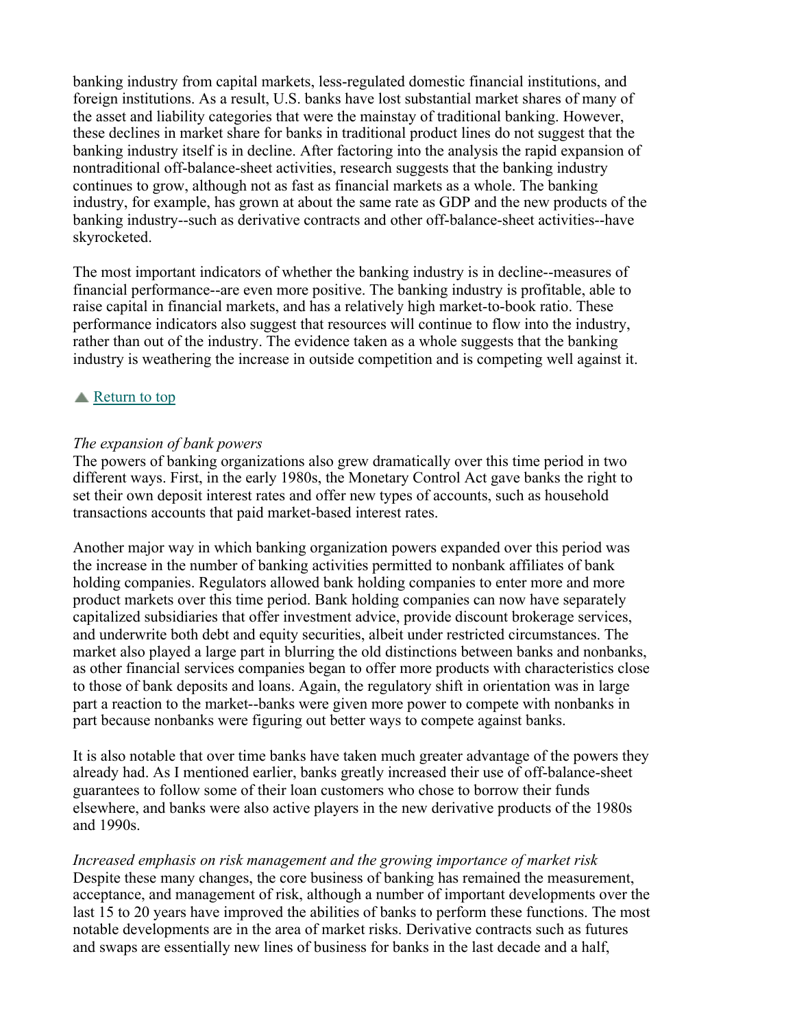banking industry from capital markets, less-regulated domestic financial institutions, and foreign institutions. As a result, U.S. banks have lost substantial market shares of many of the asset and liability categories that were the mainstay of traditional banking. However, these declines in market share for banks in traditional product lines do not suggest that the banking industry itself is in decline. After factoring into the analysis the rapid expansion of nontraditional off-balance-sheet activities, research suggests that the banking industry continues to grow, although not as fast as financial markets as a whole. The banking industry, for example, has grown at about the same rate as GDP and the new products of the banking industry--such as derivative contracts and other off-balance-sheet activities--have skyrocketed.

The most important indicators of whether the banking industry is in decline--measures of financial performance--are even more positive. The banking industry is profitable, able to raise capital in financial markets, and has a relatively high market-to-book ratio. These performance indicators also suggest that resources will continue to flow into the industry, rather than out of the industry. The evidence taken as a whole suggests that the banking industry is weathering the increase in outside competition and is competing well against it.

▲ Return to top

*The expansion of bank powers*
The powers of banking organizations also grew dramatically over this time period in two different ways. First, in the early 1980s, the Monetary Control Act gave banks the right to set their own deposit interest rates and offer new types of accounts, such as household transactions accounts that paid market-based interest rates.

Another major way in which banking organization powers expanded over this period was the increase in the number of banking activities permitted to nonbank affiliates of bank holding companies. Regulators allowed bank holding companies to enter more and more product markets over this time period. Bank holding companies can now have separately capitalized subsidiaries that offer investment advice, provide discount brokerage services, and underwrite both debt and equity securities, albeit under restricted circumstances. The market also played a large part in blurring the old distinctions between banks and nonbanks, as other financial services companies began to offer more products with characteristics close to those of bank deposits and loans. Again, the regulatory shift in orientation was in large part a reaction to the market--banks were given more power to compete with nonbanks in part because nonbanks were figuring out better ways to compete against banks.

It is also notable that over time banks have taken much greater advantage of the powers they already had. As I mentioned earlier, banks greatly increased their use of off-balance-sheet guarantees to follow some of their loan customers who chose to borrow their funds elsewhere, and banks were also active players in the new derivative products of the 1980s and 1990s.

*Increased emphasis on risk management and the growing importance of market risk*
Despite these many changes, the core business of banking has remained the measurement, acceptance, and management of risk, although a number of important developments over the last 15 to 20 years have improved the abilities of banks to perform these functions. The most notable developments are in the area of market risks. Derivative contracts such as futures and swaps are essentially new lines of business for banks in the last decade and a half,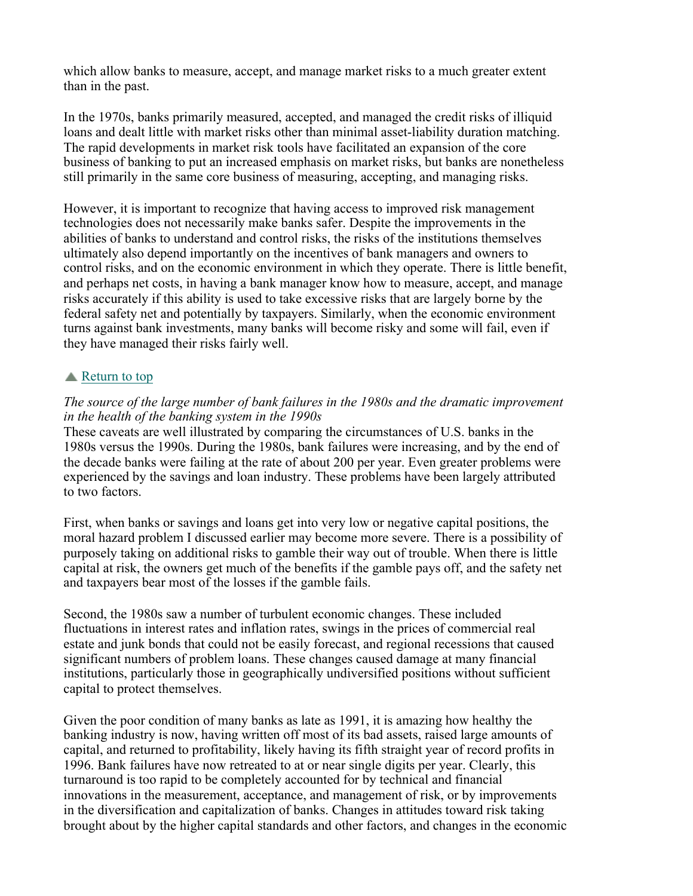which allow banks to measure, accept, and manage market risks to a much greater extent than in the past.

In the 1970s, banks primarily measured, accepted, and managed the credit risks of illiquid loans and dealt little with market risks other than minimal asset-liability duration matching. The rapid developments in market risk tools have facilitated an expansion of the core business of banking to put an increased emphasis on market risks, but banks are nonetheless still primarily in the same core business of measuring, accepting, and managing risks.

However, it is important to recognize that having access to improved risk management technologies does not necessarily make banks safer. Despite the improvements in the abilities of banks to understand and control risks, the risks of the institutions themselves ultimately also depend importantly on the incentives of bank managers and owners to control risks, and on the economic environment in which they operate. There is little benefit, and perhaps net costs, in having a bank manager know how to measure, accept, and manage risks accurately if this ability is used to take excessive risks that are largely borne by the federal safety net and potentially by taxpayers. Similarly, when the economic environment turns against bank investments, many banks will become risky and some will fail, even if they have managed their risks fairly well.

▲ Return to top

*The source of the large number of bank failures in the 1980s and the dramatic improvement in the health of the banking system in the 1990s*

These caveats are well illustrated by comparing the circumstances of U.S. banks in the 1980s versus the 1990s. During the 1980s, bank failures were increasing, and by the end of the decade banks were failing at the rate of about 200 per year. Even greater problems were experienced by the savings and loan industry. These problems have been largely attributed to two factors.

First, when banks or savings and loans get into very low or negative capital positions, the moral hazard problem I discussed earlier may become more severe. There is a possibility of purposely taking on additional risks to gamble their way out of trouble. When there is little capital at risk, the owners get much of the benefits if the gamble pays off, and the safety net and taxpayers bear most of the losses if the gamble fails.

Second, the 1980s saw a number of turbulent economic changes. These included fluctuations in interest rates and inflation rates, swings in the prices of commercial real estate and junk bonds that could not be easily forecast, and regional recessions that caused significant numbers of problem loans. These changes caused damage at many financial institutions, particularly those in geographically undiversified positions without sufficient capital to protect themselves.

Given the poor condition of many banks as late as 1991, it is amazing how healthy the banking industry is now, having written off most of its bad assets, raised large amounts of capital, and returned to profitability, likely having its fifth straight year of record profits in 1996. Bank failures have now retreated to at or near single digits per year. Clearly, this turnaround is too rapid to be completely accounted for by technical and financial innovations in the measurement, acceptance, and management of risk, or by improvements in the diversification and capitalization of banks. Changes in attitudes toward risk taking brought about by the higher capital standards and other factors, and changes in the economic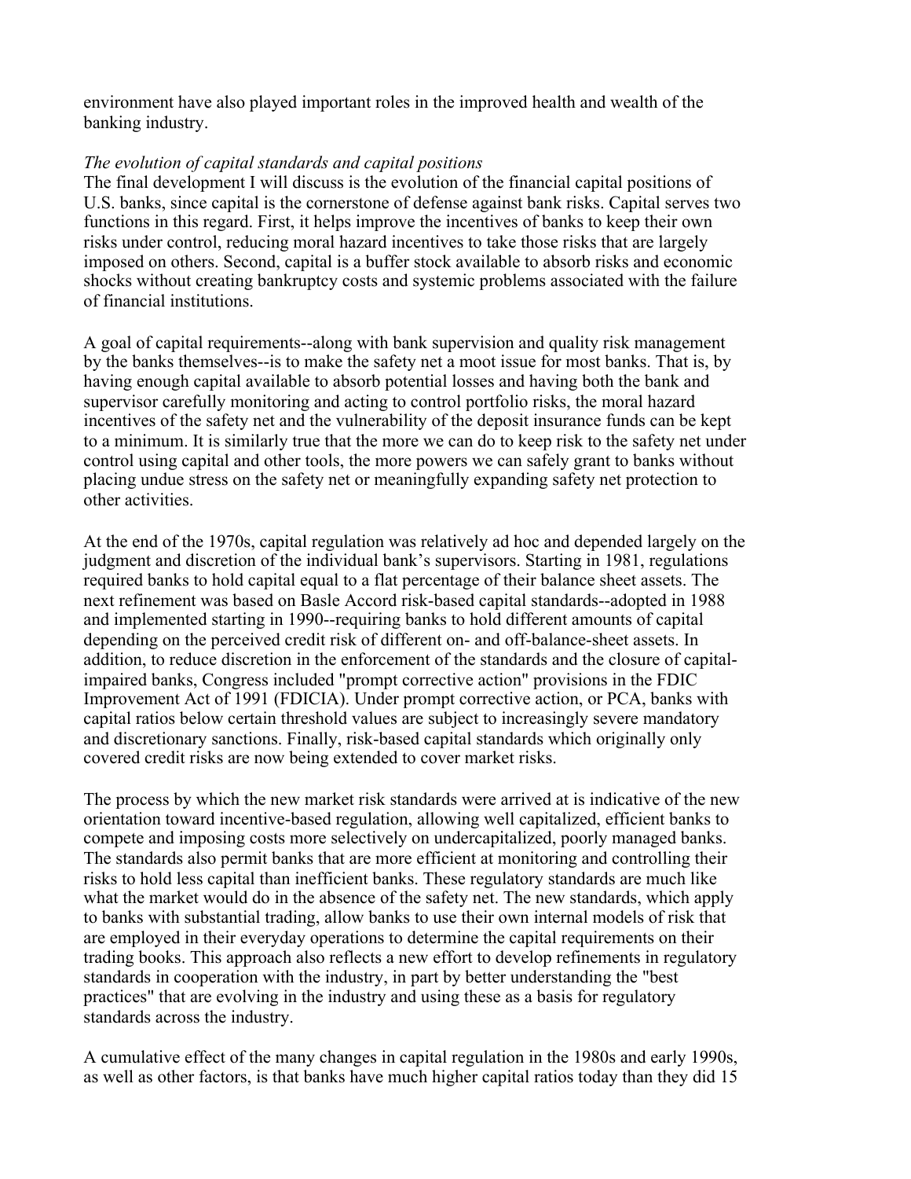environment have also played important roles in the improved health and wealth of the banking industry.

*The evolution of capital standards and capital positions*

The final development I will discuss is the evolution of the financial capital positions of U.S. banks, since capital is the cornerstone of defense against bank risks. Capital serves two functions in this regard. First, it helps improve the incentives of banks to keep their own risks under control, reducing moral hazard incentives to take those risks that are largely imposed on others. Second, capital is a buffer stock available to absorb risks and economic shocks without creating bankruptcy costs and systemic problems associated with the failure of financial institutions.

A goal of capital requirements--along with bank supervision and quality risk management by the banks themselves--is to make the safety net a moot issue for most banks. That is, by having enough capital available to absorb potential losses and having both the bank and supervisor carefully monitoring and acting to control portfolio risks, the moral hazard incentives of the safety net and the vulnerability of the deposit insurance funds can be kept to a minimum. It is similarly true that the more we can do to keep risk to the safety net under control using capital and other tools, the more powers we can safely grant to banks without placing undue stress on the safety net or meaningfully expanding safety net protection to other activities.

At the end of the 1970s, capital regulation was relatively ad hoc and depended largely on the judgment and discretion of the individual bank's supervisors. Starting in 1981, regulations required banks to hold capital equal to a flat percentage of their balance sheet assets. The next refinement was based on Basle Accord risk-based capital standards--adopted in 1988 and implemented starting in 1990--requiring banks to hold different amounts of capital depending on the perceived credit risk of different on- and off-balance-sheet assets. In addition, to reduce discretion in the enforcement of the standards and the closure of capital-impaired banks, Congress included "prompt corrective action" provisions in the FDIC Improvement Act of 1991 (FDICIA). Under prompt corrective action, or PCA, banks with capital ratios below certain threshold values are subject to increasingly severe mandatory and discretionary sanctions. Finally, risk-based capital standards which originally only covered credit risks are now being extended to cover market risks.

The process by which the new market risk standards were arrived at is indicative of the new orientation toward incentive-based regulation, allowing well capitalized, efficient banks to compete and imposing costs more selectively on undercapitalized, poorly managed banks. The standards also permit banks that are more efficient at monitoring and controlling their risks to hold less capital than inefficient banks. These regulatory standards are much like what the market would do in the absence of the safety net. The new standards, which apply to banks with substantial trading, allow banks to use their own internal models of risk that are employed in their everyday operations to determine the capital requirements on their trading books. This approach also reflects a new effort to develop refinements in regulatory standards in cooperation with the industry, in part by better understanding the "best practices" that are evolving in the industry and using these as a basis for regulatory standards across the industry.

A cumulative effect of the many changes in capital regulation in the 1980s and early 1990s, as well as other factors, is that banks have much higher capital ratios today than they did 15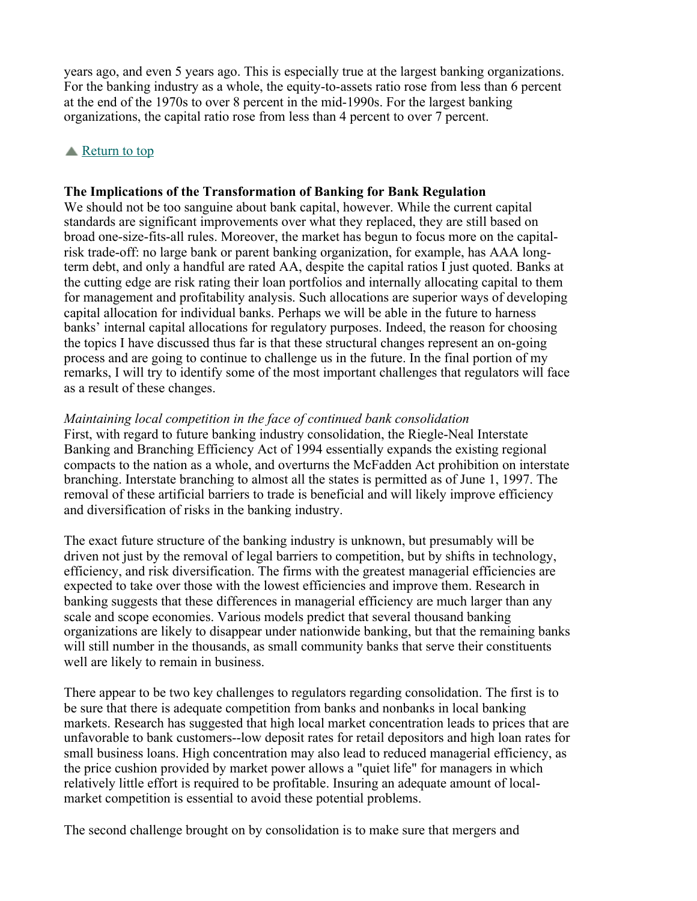years ago, and even 5 years ago. This is especially true at the largest banking organizations. For the banking industry as a whole, the equity-to-assets ratio rose from less than 6 percent at the end of the 1970s to over 8 percent in the mid-1990s. For the largest banking organizations, the capital ratio rose from less than 4 percent to over 7 percent.

▲ Return to top

**The Implications of the Transformation of Banking for Bank Regulation**

We should not be too sanguine about bank capital, however. While the current capital standards are significant improvements over what they replaced, they are still based on broad one-size-fits-all rules. Moreover, the market has begun to focus more on the capital-risk trade-off: no large bank or parent banking organization, for example, has AAA long-term debt, and only a handful are rated AA, despite the capital ratios I just quoted. Banks at the cutting edge are risk rating their loan portfolios and internally allocating capital to them for management and profitability analysis. Such allocations are superior ways of developing capital allocation for individual banks. Perhaps we will be able in the future to harness banks' internal capital allocations for regulatory purposes. Indeed, the reason for choosing the topics I have discussed thus far is that these structural changes represent an on-going process and are going to continue to challenge us in the future. In the final portion of my remarks, I will try to identify some of the most important challenges that regulators will face as a result of these changes.

*Maintaining local competition in the face of continued bank consolidation*

First, with regard to future banking industry consolidation, the Riegle-Neal Interstate Banking and Branching Efficiency Act of 1994 essentially expands the existing regional compacts to the nation as a whole, and overturns the McFadden Act prohibition on interstate branching. Interstate branching to almost all the states is permitted as of June 1, 1997. The removal of these artificial barriers to trade is beneficial and will likely improve efficiency and diversification of risks in the banking industry.

The exact future structure of the banking industry is unknown, but presumably will be driven not just by the removal of legal barriers to competition, but by shifts in technology, efficiency, and risk diversification. The firms with the greatest managerial efficiencies are expected to take over those with the lowest efficiencies and improve them. Research in banking suggests that these differences in managerial efficiency are much larger than any scale and scope economies. Various models predict that several thousand banking organizations are likely to disappear under nationwide banking, but that the remaining banks will still number in the thousands, as small community banks that serve their constituents well are likely to remain in business.

There appear to be two key challenges to regulators regarding consolidation. The first is to be sure that there is adequate competition from banks and nonbanks in local banking markets. Research has suggested that high local market concentration leads to prices that are unfavorable to bank customers--low deposit rates for retail depositors and high loan rates for small business loans. High concentration may also lead to reduced managerial efficiency, as the price cushion provided by market power allows a "quiet life" for managers in which relatively little effort is required to be profitable. Insuring an adequate amount of local-market competition is essential to avoid these potential problems.

The second challenge brought on by consolidation is to make sure that mergers and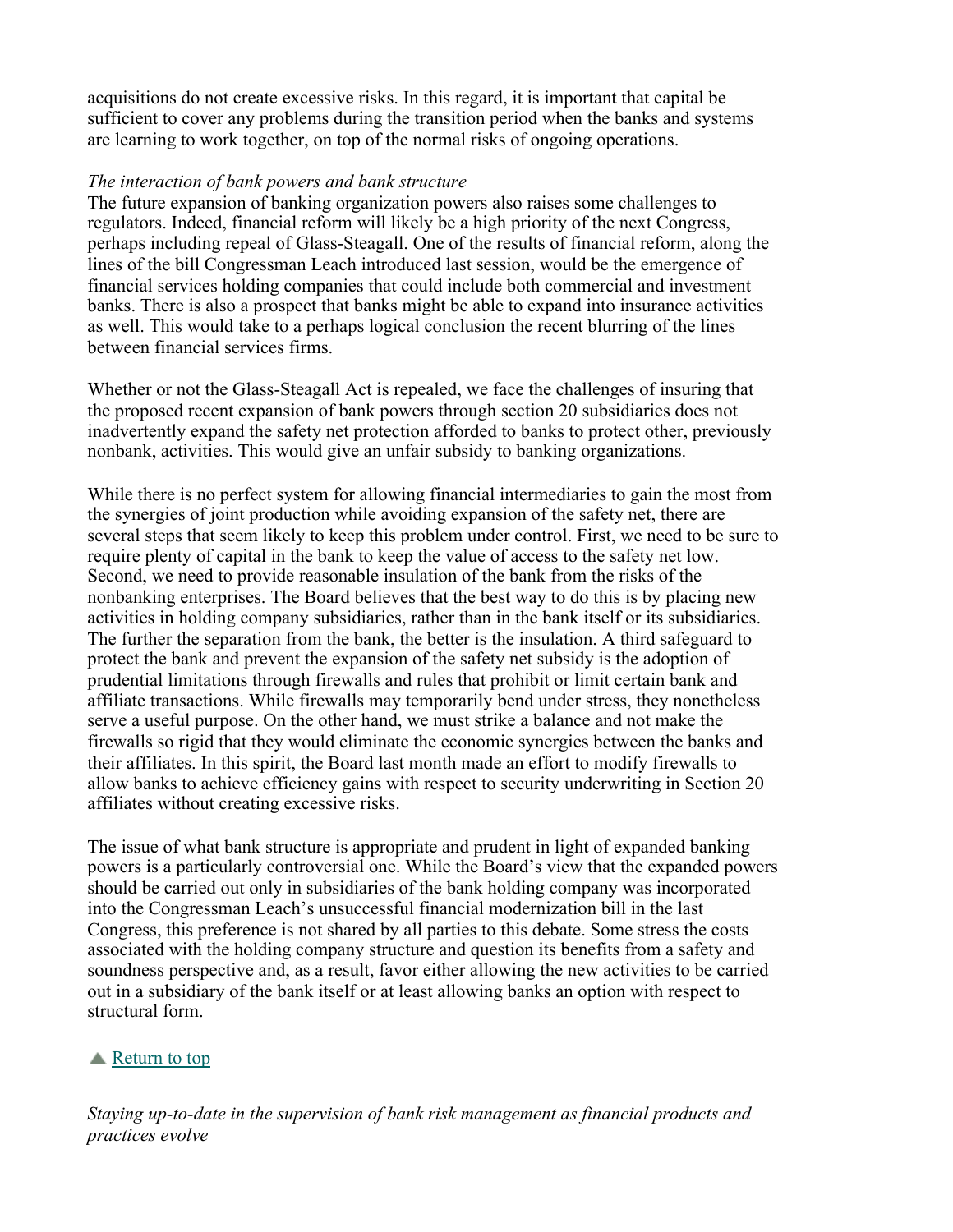acquisitions do not create excessive risks. In this regard, it is important that capital be sufficient to cover any problems during the transition period when the banks and systems are learning to work together, on top of the normal risks of ongoing operations.

*The interaction of bank powers and bank structure*

The future expansion of banking organization powers also raises some challenges to regulators. Indeed, financial reform will likely be a high priority of the next Congress, perhaps including repeal of Glass-Steagall. One of the results of financial reform, along the lines of the bill Congressman Leach introduced last session, would be the emergence of financial services holding companies that could include both commercial and investment banks. There is also a prospect that banks might be able to expand into insurance activities as well. This would take to a perhaps logical conclusion the recent blurring of the lines between financial services firms.

Whether or not the Glass-Steagall Act is repealed, we face the challenges of insuring that the proposed recent expansion of bank powers through section 20 subsidiaries does not inadvertently expand the safety net protection afforded to banks to protect other, previously nonbank, activities. This would give an unfair subsidy to banking organizations.

While there is no perfect system for allowing financial intermediaries to gain the most from the synergies of joint production while avoiding expansion of the safety net, there are several steps that seem likely to keep this problem under control. First, we need to be sure to require plenty of capital in the bank to keep the value of access to the safety net low. Second, we need to provide reasonable insulation of the bank from the risks of the nonbanking enterprises. The Board believes that the best way to do this is by placing new activities in holding company subsidiaries, rather than in the bank itself or its subsidiaries. The further the separation from the bank, the better is the insulation. A third safeguard to protect the bank and prevent the expansion of the safety net subsidy is the adoption of prudential limitations through firewalls and rules that prohibit or limit certain bank and affiliate transactions. While firewalls may temporarily bend under stress, they nonetheless serve a useful purpose. On the other hand, we must strike a balance and not make the firewalls so rigid that they would eliminate the economic synergies between the banks and their affiliates. In this spirit, the Board last month made an effort to modify firewalls to allow banks to achieve efficiency gains with respect to security underwriting in Section 20 affiliates without creating excessive risks.

The issue of what bank structure is appropriate and prudent in light of expanded banking powers is a particularly controversial one. While the Board's view that the expanded powers should be carried out only in subsidiaries of the bank holding company was incorporated into the Congressman Leach's unsuccessful financial modernization bill in the last Congress, this preference is not shared by all parties to this debate. Some stress the costs associated with the holding company structure and question its benefits from a safety and soundness perspective and, as a result, favor either allowing the new activities to be carried out in a subsidiary of the bank itself or at least allowing banks an option with respect to structural form.

▲ Return to top

*Staying up-to-date in the supervision of bank risk management as financial products and practices evolve*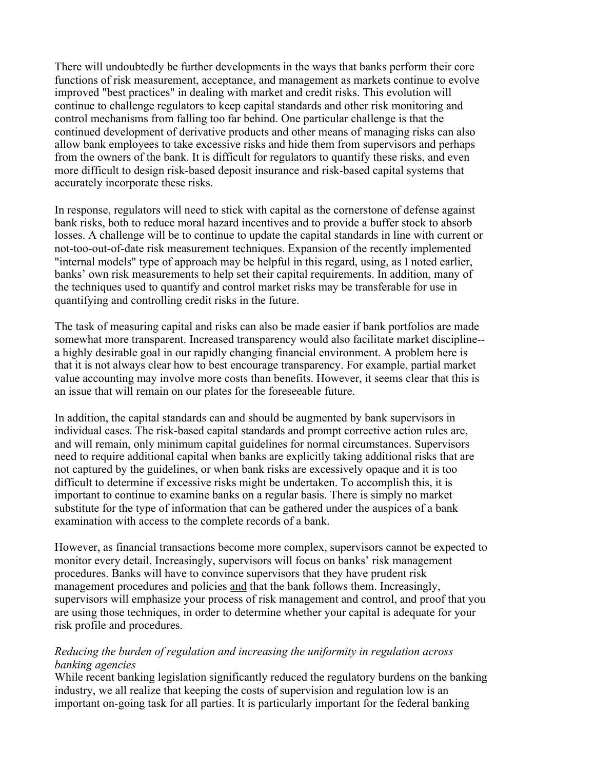There will undoubtedly be further developments in the ways that banks perform their core functions of risk measurement, acceptance, and management as markets continue to evolve improved "best practices" in dealing with market and credit risks. This evolution will continue to challenge regulators to keep capital standards and other risk monitoring and control mechanisms from falling too far behind. One particular challenge is that the continued development of derivative products and other means of managing risks can also allow bank employees to take excessive risks and hide them from supervisors and perhaps from the owners of the bank. It is difficult for regulators to quantify these risks, and even more difficult to design risk-based deposit insurance and risk-based capital systems that accurately incorporate these risks.

In response, regulators will need to stick with capital as the cornerstone of defense against bank risks, both to reduce moral hazard incentives and to provide a buffer stock to absorb losses. A challenge will be to continue to update the capital standards in line with current or not-too-out-of-date risk measurement techniques. Expansion of the recently implemented "internal models" type of approach may be helpful in this regard, using, as I noted earlier, banks' own risk measurements to help set their capital requirements. In addition, many of the techniques used to quantify and control market risks may be transferable for use in quantifying and controlling credit risks in the future.

The task of measuring capital and risks can also be made easier if bank portfolios are made somewhat more transparent. Increased transparency would also facilitate market discipline--a highly desirable goal in our rapidly changing financial environment. A problem here is that it is not always clear how to best encourage transparency. For example, partial market value accounting may involve more costs than benefits. However, it seems clear that this is an issue that will remain on our plates for the foreseeable future.

In addition, the capital standards can and should be augmented by bank supervisors in individual cases. The risk-based capital standards and prompt corrective action rules are, and will remain, only minimum capital guidelines for normal circumstances. Supervisors need to require additional capital when banks are explicitly taking additional risks that are not captured by the guidelines, or when bank risks are excessively opaque and it is too difficult to determine if excessive risks might be undertaken. To accomplish this, it is important to continue to examine banks on a regular basis. There is simply no market substitute for the type of information that can be gathered under the auspices of a bank examination with access to the complete records of a bank.

However, as financial transactions become more complex, supervisors cannot be expected to monitor every detail. Increasingly, supervisors will focus on banks' risk management procedures. Banks will have to convince supervisors that they have prudent risk management procedures and policies <u>and</u> that the bank follows them. Increasingly, supervisors will emphasize your process of risk management and control, and proof that you are using those techniques, in order to determine whether your capital is adequate for your risk profile and procedures.

*Reducing the burden of regulation and increasing the uniformity in regulation across banking agencies*

While recent banking legislation significantly reduced the regulatory burdens on the banking industry, we all realize that keeping the costs of supervision and regulation low is an important on-going task for all parties. It is particularly important for the federal banking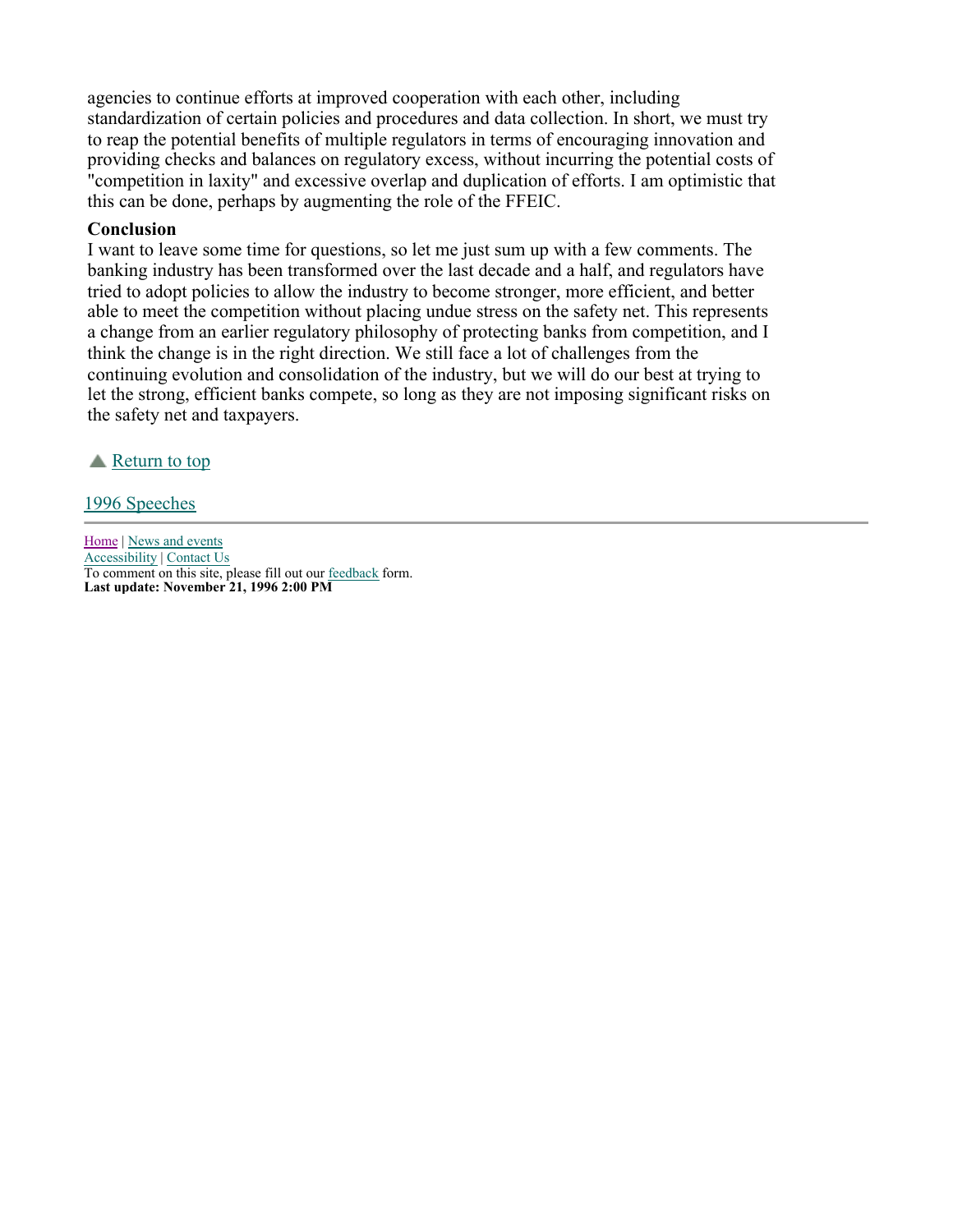agencies to continue efforts at improved cooperation with each other, including standardization of certain policies and procedures and data collection. In short, we must try to reap the potential benefits of multiple regulators in terms of encouraging innovation and providing checks and balances on regulatory excess, without incurring the potential costs of "competition in laxity" and excessive overlap and duplication of efforts. I am optimistic that this can be done, perhaps by augmenting the role of the FFEIC.

**Conclusion**

I want to leave some time for questions, so let me just sum up with a few comments. The banking industry has been transformed over the last decade and a half, and regulators have tried to adopt policies to allow the industry to become stronger, more efficient, and better able to meet the competition without placing undue stress on the safety net. This represents a change from an earlier regulatory philosophy of protecting banks from competition, and I think the change is in the right direction. We still face a lot of challenges from the continuing evolution and consolidation of the industry, but we will do our best at trying to let the strong, efficient banks compete, so long as they are not imposing significant risks on the safety net and taxpayers.

▲ Return to top

1996 Speeches

---

Home | News and events
Accessibility | Contact Us
To comment on this site, please fill out our feedback form.
**Last update: November 21, 1996 2:00 PM**